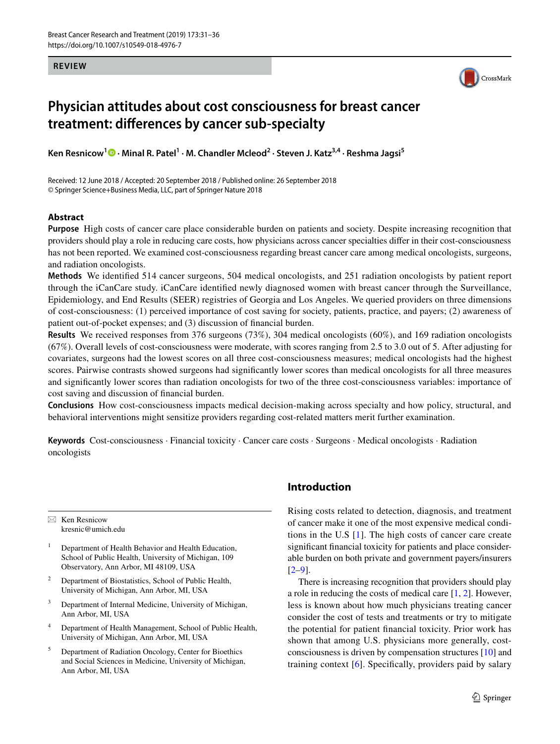REVIEW

# Physician attitudes about cost consciousness for breast cancer treatment: differences by cancer sub-specialty

**Ken Resnicow[1] · Minal R. Patel[1] · M. Chandler Mcleod[2] · Steven J. Katz[3,4] · Reshma Jagsi[5]**

Received: 12 June 2018 / Accepted: 20 September 2018 / Published online: 26 September 2018
© Springer Science+Business Media, LLC, part of Springer Nature 2018

## Abstract

**Purpose** High costs of cancer care place considerable burden on patients and society. Despite increasing recognition that providers should play a role in reducing care costs, how physicians across cancer specialties differ in their cost-consciousness has not been reported. We examined cost-consciousness regarding breast cancer care among medical oncologists, surgeons, and radiation oncologists.

**Methods** We identified 514 cancer surgeons, 504 medical oncologists, and 251 radiation oncologists by patient report through the iCanCare study. iCanCare identified newly diagnosed women with breast cancer through the Surveillance, Epidemiology, and End Results (SEER) registries of Georgia and Los Angeles. We queried providers on three dimensions of cost-consciousness: (1) perceived importance of cost saving for society, patients, practice, and payers; (2) awareness of patient out-of-pocket expenses; and (3) discussion of financial burden.

**Results** We received responses from 376 surgeons (73%), 304 medical oncologists (60%), and 169 radiation oncologists (67%). Overall levels of cost-consciousness were moderate, with scores ranging from 2.5 to 3.0 out of 5. After adjusting for covariates, surgeons had the lowest scores on all three cost-consciousness measures; medical oncologists had the highest scores. Pairwise contrasts showed surgeons had significantly lower scores than medical oncologists for all three measures and significantly lower scores than radiation oncologists for two of the three cost-consciousness variables: importance of cost saving and discussion of financial burden.

**Conclusions** How cost-consciousness impacts medical decision-making across specialty and how policy, structural, and behavioral interventions might sensitize providers regarding cost-related matters merit further examination.

**Keywords** Cost-consciousness · Financial toxicity · Cancer care costs · Surgeons · Medical oncologists · Radiation oncologists

✉ Ken Resnicow
kresnic@umich.edu

1 Department of Health Behavior and Health Education, School of Public Health, University of Michigan, 109 Observatory, Ann Arbor, MI 48109, USA

2 Department of Biostatistics, School of Public Health, University of Michigan, Ann Arbor, MI, USA

3 Department of Internal Medicine, University of Michigan, Ann Arbor, MI, USA

4 Department of Health Management, School of Public Health, University of Michigan, Ann Arbor, MI, USA

5 Department of Radiation Oncology, Center for Bioethics and Social Sciences in Medicine, University of Michigan, Ann Arbor, MI, USA

## Introduction

Rising costs related to detection, diagnosis, and treatment of cancer make it one of the most expensive medical conditions in the U.S [1]. The high costs of cancer care create significant financial toxicity for patients and place considerable burden on both private and government payers/insurers [2–9].

There is increasing recognition that providers should play a role in reducing the costs of medical care [1, 2]. However, less is known about how much physicians treating cancer consider the cost of tests and treatments or try to mitigate the potential for patient financial toxicity. Prior work has shown that among U.S. physicians more generally, cost-consciousness is driven by compensation structures [10] and training context [6]. Specifically, providers paid by salary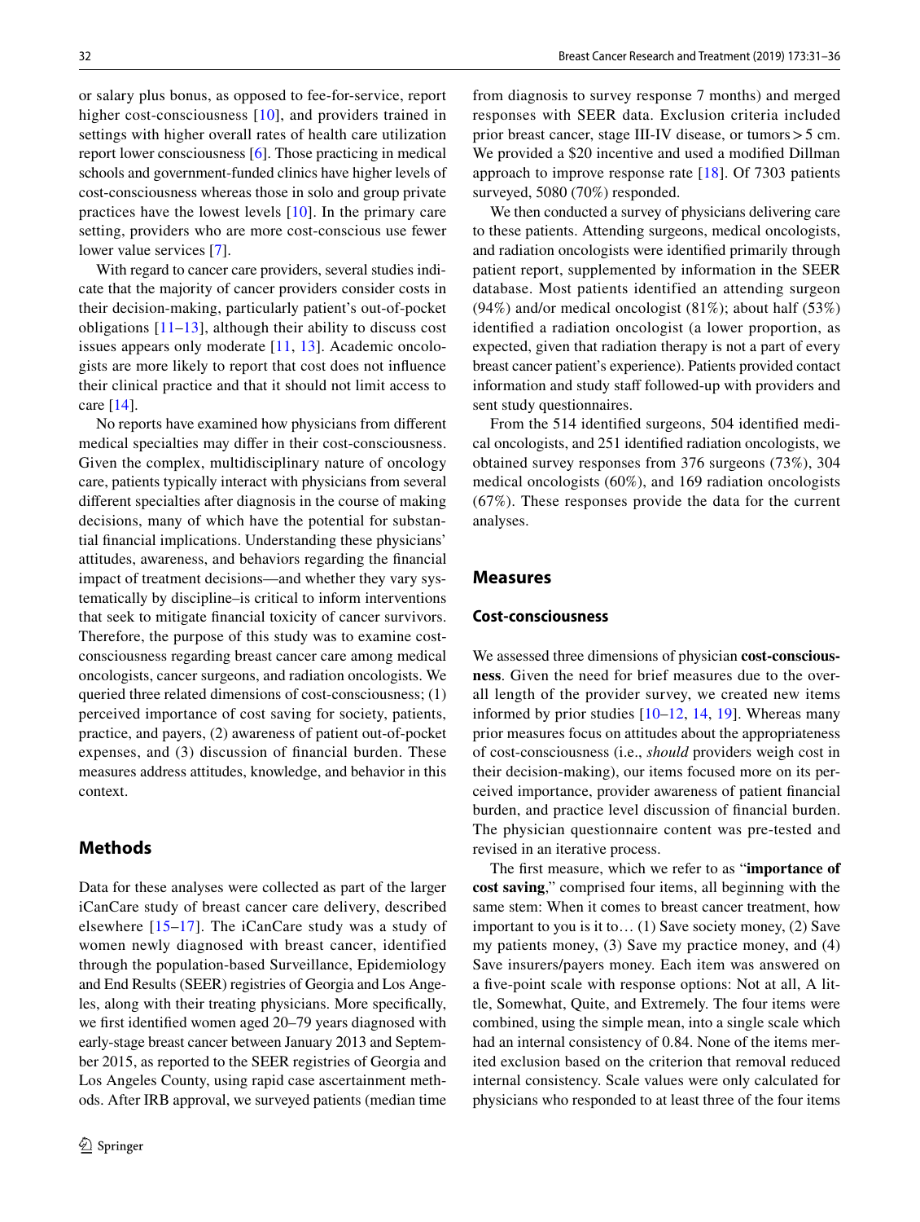or salary plus bonus, as opposed to fee-for-service, report higher cost-consciousness [10], and providers trained in settings with higher overall rates of health care utilization report lower consciousness [6]. Those practicing in medical schools and government-funded clinics have higher levels of cost-consciousness whereas those in solo and group private practices have the lowest levels [10]. In the primary care setting, providers who are more cost-conscious use fewer lower value services [7].

With regard to cancer care providers, several studies indicate that the majority of cancer providers consider costs in their decision-making, particularly patient's out-of-pocket obligations [11–13], although their ability to discuss cost issues appears only moderate [11, 13]. Academic oncologists are more likely to report that cost does not influence their clinical practice and that it should not limit access to care [14].

No reports have examined how physicians from different medical specialties may differ in their cost-consciousness. Given the complex, multidisciplinary nature of oncology care, patients typically interact with physicians from several different specialties after diagnosis in the course of making decisions, many of which have the potential for substantial financial implications. Understanding these physicians' attitudes, awareness, and behaviors regarding the financial impact of treatment decisions—and whether they vary systematically by discipline–is critical to inform interventions that seek to mitigate financial toxicity of cancer survivors. Therefore, the purpose of this study was to examine cost-consciousness regarding breast cancer care among medical oncologists, cancer surgeons, and radiation oncologists. We queried three related dimensions of cost-consciousness; (1) perceived importance of cost saving for society, patients, practice, and payers, (2) awareness of patient out-of-pocket expenses, and (3) discussion of financial burden. These measures address attitudes, knowledge, and behavior in this context.

## Methods

Data for these analyses were collected as part of the larger iCanCare study of breast cancer care delivery, described elsewhere [15–17]. The iCanCare study was a study of women newly diagnosed with breast cancer, identified through the population-based Surveillance, Epidemiology and End Results (SEER) registries of Georgia and Los Angeles, along with their treating physicians. More specifically, we first identified women aged 20–79 years diagnosed with early-stage breast cancer between January 2013 and September 2015, as reported to the SEER registries of Georgia and Los Angeles County, using rapid case ascertainment methods. After IRB approval, we surveyed patients (median time from diagnosis to survey response 7 months) and merged responses with SEER data. Exclusion criteria included prior breast cancer, stage III-IV disease, or tumors > 5 cm. We provided a $20 incentive and used a modified Dillman approach to improve response rate [18]. Of 7303 patients surveyed, 5080 (70%) responded.

We then conducted a survey of physicians delivering care to these patients. Attending surgeons, medical oncologists, and radiation oncologists were identified primarily through patient report, supplemented by information in the SEER database. Most patients identified an attending surgeon (94%) and/or medical oncologist (81%); about half (53%) identified a radiation oncologist (a lower proportion, as expected, given that radiation therapy is not a part of every breast cancer patient's experience). Patients provided contact information and study staff followed-up with providers and sent study questionnaires.

From the 514 identified surgeons, 504 identified medical oncologists, and 251 identified radiation oncologists, we obtained survey responses from 376 surgeons (73%), 304 medical oncologists (60%), and 169 radiation oncologists (67%). These responses provide the data for the current analyses.

## Measures

### Cost-consciousness

We assessed three dimensions of physician **cost-consciousness**. Given the need for brief measures due to the overall length of the provider survey, we created new items informed by prior studies [10–12, 14, 19]. Whereas many prior measures focus on attitudes about the appropriateness of cost-consciousness (i.e., *should* providers weigh cost in their decision-making), our items focused more on its perceived importance, provider awareness of patient financial burden, and practice level discussion of financial burden. The physician questionnaire content was pre-tested and revised in an iterative process.

The first measure, which we refer to as "**importance of cost saving**," comprised four items, all beginning with the same stem: When it comes to breast cancer treatment, how important to you is it to… (1) Save society money, (2) Save my patients money, (3) Save my practice money, and (4) Save insurers/payers money. Each item was answered on a five-point scale with response options: Not at all, A little, Somewhat, Quite, and Extremely. The four items were combined, using the simple mean, into a single scale which had an internal consistency of 0.84. None of the items merited exclusion based on the criterion that removal reduced internal consistency. Scale values were only calculated for physicians who responded to at least three of the four items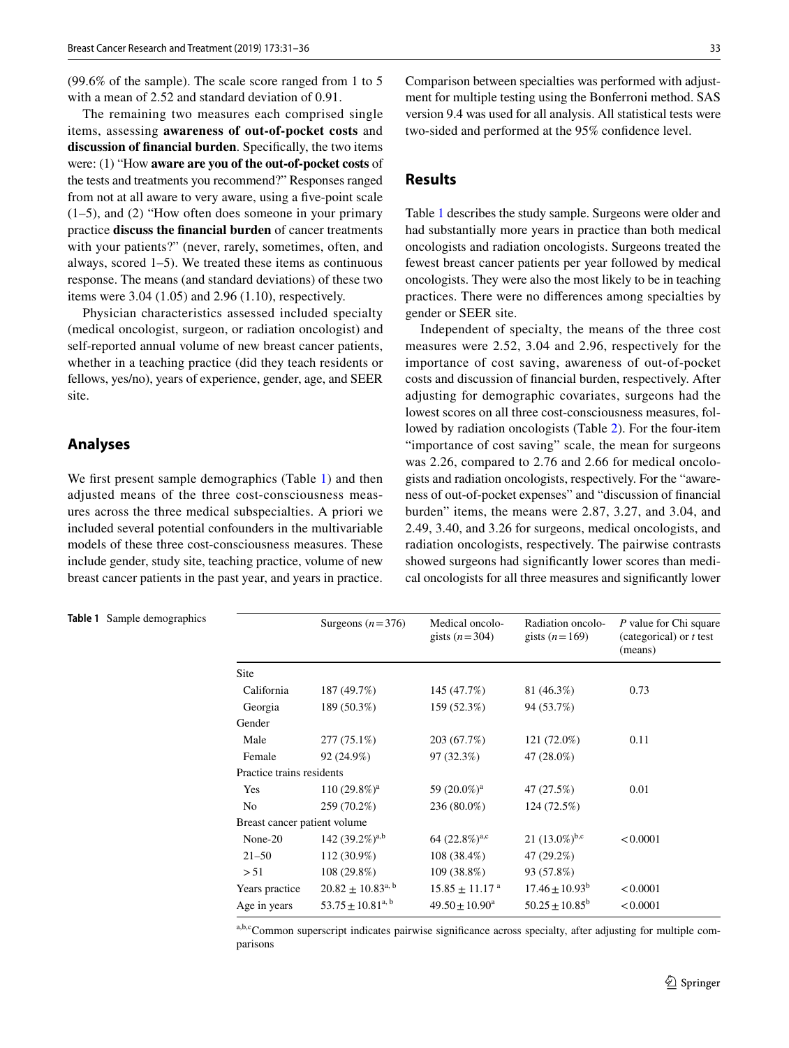(99.6% of the sample). The scale score ranged from 1 to 5 with a mean of 2.52 and standard deviation of 0.91.

The remaining two measures each comprised single items, assessing **awareness of out-of-pocket costs** and **discussion of financial burden**. Specifically, the two items were: (1) "How **aware are you of the out-of-pocket costs** of the tests and treatments you recommend?" Responses ranged from not at all aware to very aware, using a five-point scale (1–5), and (2) "How often does someone in your primary practice **discuss the financial burden** of cancer treatments with your patients?" (never, rarely, sometimes, often, and always, scored 1–5). We treated these items as continuous response. The means (and standard deviations) of these two items were 3.04 (1.05) and 2.96 (1.10), respectively.

Physician characteristics assessed included specialty (medical oncologist, surgeon, or radiation oncologist) and self-reported annual volume of new breast cancer patients, whether in a teaching practice (did they teach residents or fellows, yes/no), years of experience, gender, age, and SEER site.

## Analyses

We first present sample demographics (Table 1) and then adjusted means of the three cost-consciousness measures across the three medical subspecialties. A priori we included several potential confounders in the multivariable models of these three cost-consciousness measures. These include gender, study site, teaching practice, volume of new breast cancer patients in the past year, and years in practice. Comparison between specialties was performed with adjustment for multiple testing using the Bonferroni method. SAS version 9.4 was used for all analysis. All statistical tests were two-sided and performed at the 95% confidence level.

## Results

Table 1 describes the study sample. Surgeons were older and had substantially more years in practice than both medical oncologists and radiation oncologists. Surgeons treated the fewest breast cancer patients per year followed by medical oncologists. They were also the most likely to be in teaching practices. There were no differences among specialties by gender or SEER site.

Independent of specialty, the means of the three cost measures were 2.52, 3.04 and 2.96, respectively for the importance of cost saving, awareness of out-of-pocket costs and discussion of financial burden, respectively. After adjusting for demographic covariates, surgeons had the lowest scores on all three cost-consciousness measures, followed by radiation oncologists (Table 2). For the four-item "importance of cost saving" scale, the mean for surgeons was 2.26, compared to 2.76 and 2.66 for medical oncologists and radiation oncologists, respectively. For the "awareness of out-of-pocket expenses" and "discussion of financial burden" items, the means were 2.87, 3.27, and 3.04, and 2.49, 3.40, and 3.26 for surgeons, medical oncologists, and radiation oncologists, respectively. The pairwise contrasts showed surgeons had significantly lower scores than medical oncologists for all three measures and significantly lower

**Table 1** Sample demographics

| | Surgeons ($n=376$) | Medical oncologists ($n=304$) | Radiation oncologists ($n=169$) | $P$ value for Chi square (categorical) or $t$ test (means) |
|---|---|---|---|---|
| Site | | | | |
| California | 187 (49.7%) | 145 (47.7%) | 81 (46.3%) | 0.73 |
| Georgia | 189 (50.3%) | 159 (52.3%) | 94 (53.7%) | |
| Gender | | | | |
| Male | 277 (75.1%) | 203 (67.7%) | 121 (72.0%) | 0.11 |
| Female | 92 (24.9%) | 97 (32.3%) | 47 (28.0%) | |
| Practice trains residents | | | | |
| Yes | 110 (29.8%)[a] | 59 (20.0%)[a] | 47 (27.5%) | 0.01 |
| No | 259 (70.2%) | 236 (80.0%) | 124 (72.5%) | |
| Breast cancer patient volume | | | | |
| None-20 | 142 (39.2%)[a,b] | 64 (22.8%)[a,c] | 21 (13.0%)[b,c] | <0.0001 |
| 21–50 | 112 (30.9%) | 108 (38.4%) | 47 (29.2%) | |
| >51 | 108 (29.8%) | 109 (38.8%) | 93 (57.8%) | |
| Years practice | $20.82 \pm 10.83$[a, b] | $15.85 \pm 11.17$[a] | $17.46 \pm 10.93$[b] | <0.0001 |
| Age in years | $53.75 \pm 10.81$[a, b] | $49.50 \pm 10.90$[a] | $50.25 \pm 10.85$[b] | <0.0001 |

[a,b,c]Common superscript indicates pairwise significance across specialty, after adjusting for multiple comparisons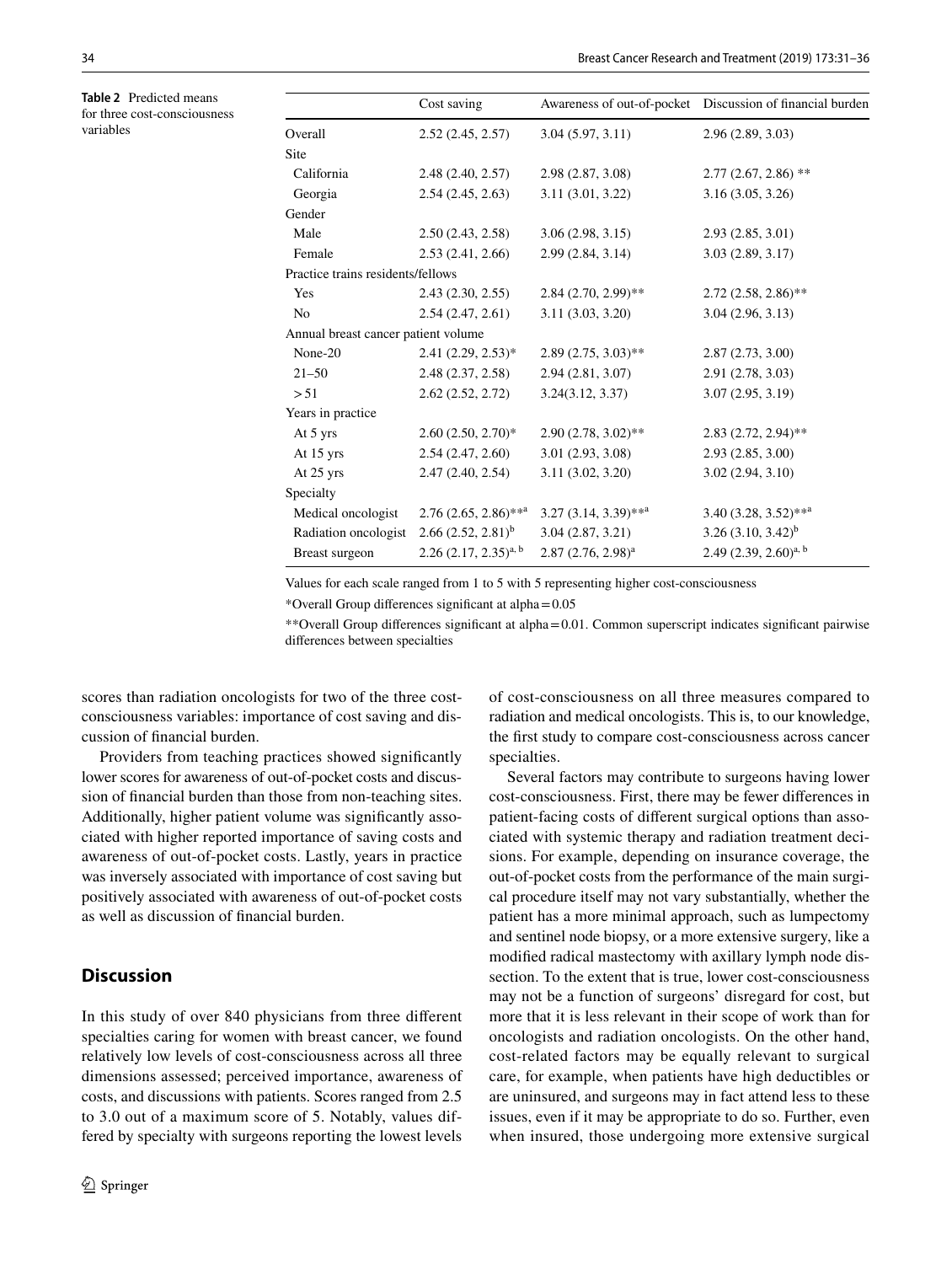**Table 2** Predicted means for three cost-consciousness variables

| | Cost saving | Awareness of out-of-pocket | Discussion of financial burden |
|---|---|---|---|
| Overall | 2.52 (2.45, 2.57) | 3.04 (5.97, 3.11) | 2.96 (2.89, 3.03) |
| Site | | | |
| California | 2.48 (2.40, 2.57) | 2.98 (2.87, 3.08) | 2.77 (2.67, 2.86) ** |
| Georgia | 2.54 (2.45, 2.63) | 3.11 (3.01, 3.22) | 3.16 (3.05, 3.26) |
| Gender | | | |
| Male | 2.50 (2.43, 2.58) | 3.06 (2.98, 3.15) | 2.93 (2.85, 3.01) |
| Female | 2.53 (2.41, 2.66) | 2.99 (2.84, 3.14) | 3.03 (2.89, 3.17) |
| Practice trains residents/fellows | | | |
| Yes | 2.43 (2.30, 2.55) | 2.84 (2.70, 2.99)** | 2.72 (2.58, 2.86)** |
| No | 2.54 (2.47, 2.61) | 3.11 (3.03, 3.20) | 3.04 (2.96, 3.13) |
| Annual breast cancer patient volume | | | |
| None-20 | 2.41 (2.29, 2.53)* | 2.89 (2.75, 3.03)** | 2.87 (2.73, 3.00) |
| 21–50 | 2.48 (2.37, 2.58) | 2.94 (2.81, 3.07) | 2.91 (2.78, 3.03) |
| > 51 | 2.62 (2.52, 2.72) | 3.24(3.12, 3.37) | 3.07 (2.95, 3.19) |
| Years in practice | | | |
| At 5 yrs | 2.60 (2.50, 2.70)* | 2.90 (2.78, 3.02)** | 2.83 (2.72, 2.94)** |
| At 15 yrs | 2.54 (2.47, 2.60) | 3.01 (2.93, 3.08) | 2.93 (2.85, 3.00) |
| At 25 yrs | 2.47 (2.40, 2.54) | 3.11 (3.02, 3.20) | 3.02 (2.94, 3.10) |
| Specialty | | | |
| Medical oncologist | 2.76 (2.65, 2.86)**[a] | 3.27 (3.14, 3.39)**[a] | 3.40 (3.28, 3.52)**[a] |
| Radiation oncologist | 2.66 (2.52, 2.81)[b] | 3.04 (2.87, 3.21) | 3.26 (3.10, 3.42)[b] |
| Breast surgeon | 2.26 (2.17, 2.35)[a, b] | 2.87 (2.76, 2.98)[a] | 2.49 (2.39, 2.60)[a, b] |

Values for each scale ranged from 1 to 5 with 5 representing higher cost-consciousness

*Overall Group differences significant at alpha = 0.05

**Overall Group differences significant at alpha = 0.01. Common superscript indicates significant pairwise differences between specialties

scores than radiation oncologists for two of the three cost-consciousness variables: importance of cost saving and discussion of financial burden.

Providers from teaching practices showed significantly lower scores for awareness of out-of-pocket costs and discussion of financial burden than those from non-teaching sites. Additionally, higher patient volume was significantly associated with higher reported importance of saving costs and awareness of out-of-pocket costs. Lastly, years in practice was inversely associated with importance of cost saving but positively associated with awareness of out-of-pocket costs as well as discussion of financial burden.

## Discussion

In this study of over 840 physicians from three different specialties caring for women with breast cancer, we found relatively low levels of cost-consciousness across all three dimensions assessed; perceived importance, awareness of costs, and discussions with patients. Scores ranged from 2.5 to 3.0 out of a maximum score of 5. Notably, values differed by specialty with surgeons reporting the lowest levels of cost-consciousness on all three measures compared to radiation and medical oncologists. This is, to our knowledge, the first study to compare cost-consciousness across cancer specialties.

Several factors may contribute to surgeons having lower cost-consciousness. First, there may be fewer differences in patient-facing costs of different surgical options than associated with systemic therapy and radiation treatment decisions. For example, depending on insurance coverage, the out-of-pocket costs from the performance of the main surgical procedure itself may not vary substantially, whether the patient has a more minimal approach, such as lumpectomy and sentinel node biopsy, or a more extensive surgery, like a modified radical mastectomy with axillary lymph node dissection. To the extent that is true, lower cost-consciousness may not be a function of surgeons' disregard for cost, but more that it is less relevant in their scope of work than for oncologists and radiation oncologists. On the other hand, cost-related factors may be equally relevant to surgical care, for example, when patients have high deductibles or are uninsured, and surgeons may in fact attend less to these issues, even if it may be appropriate to do so. Further, even when insured, those undergoing more extensive surgical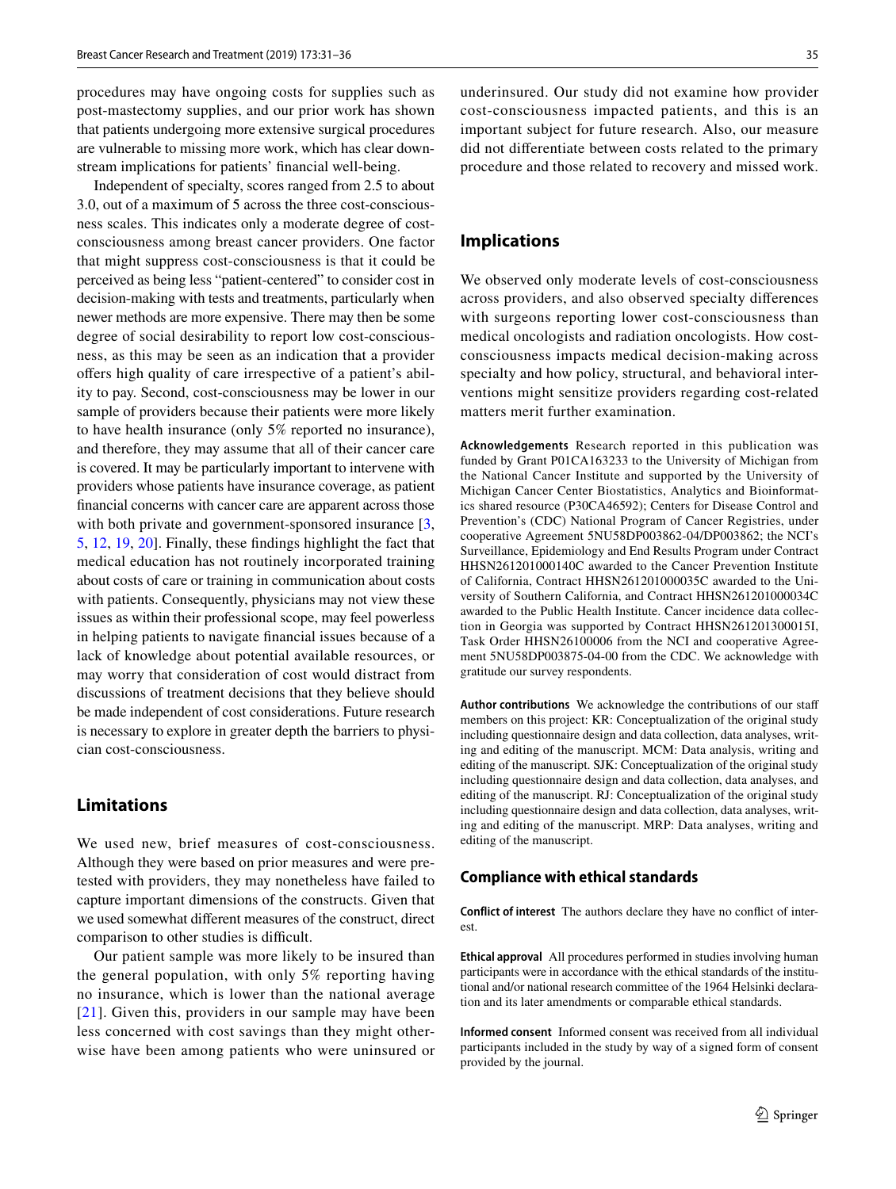procedures may have ongoing costs for supplies such as post-mastectomy supplies, and our prior work has shown that patients undergoing more extensive surgical procedures are vulnerable to missing more work, which has clear downstream implications for patients' financial well-being.

Independent of specialty, scores ranged from 2.5 to about 3.0, out of a maximum of 5 across the three cost-consciousness scales. This indicates only a moderate degree of cost-consciousness among breast cancer providers. One factor that might suppress cost-consciousness is that it could be perceived as being less "patient-centered" to consider cost in decision-making with tests and treatments, particularly when newer methods are more expensive. There may then be some degree of social desirability to report low cost-consciousness, as this may be seen as an indication that a provider offers high quality of care irrespective of a patient's ability to pay. Second, cost-consciousness may be lower in our sample of providers because their patients were more likely to have health insurance (only 5% reported no insurance), and therefore, they may assume that all of their cancer care is covered. It may be particularly important to intervene with providers whose patients have insurance coverage, as patient financial concerns with cancer care are apparent across those with both private and government-sponsored insurance [3, 5, 12, 19, 20]. Finally, these findings highlight the fact that medical education has not routinely incorporated training about costs of care or training in communication about costs with patients. Consequently, physicians may not view these issues as within their professional scope, may feel powerless in helping patients to navigate financial issues because of a lack of knowledge about potential available resources, or may worry that consideration of cost would distract from discussions of treatment decisions that they believe should be made independent of cost considerations. Future research is necessary to explore in greater depth the barriers to physician cost-consciousness.

## Limitations

We used new, brief measures of cost-consciousness. Although they were based on prior measures and were pretested with providers, they may nonetheless have failed to capture important dimensions of the constructs. Given that we used somewhat different measures of the construct, direct comparison to other studies is difficult.

Our patient sample was more likely to be insured than the general population, with only 5% reporting having no insurance, which is lower than the national average [21]. Given this, providers in our sample may have been less concerned with cost savings than they might otherwise have been among patients who were uninsured or underinsured. Our study did not examine how provider cost-consciousness impacted patients, and this is an important subject for future research. Also, our measure did not differentiate between costs related to the primary procedure and those related to recovery and missed work.

## Implications

We observed only moderate levels of cost-consciousness across providers, and also observed specialty differences with surgeons reporting lower cost-consciousness than medical oncologists and radiation oncologists. How cost-consciousness impacts medical decision-making across specialty and how policy, structural, and behavioral interventions might sensitize providers regarding cost-related matters merit further examination.

**Acknowledgements** Research reported in this publication was funded by Grant P01CA163233 to the University of Michigan from the National Cancer Institute and supported by the University of Michigan Cancer Center Biostatistics, Analytics and Bioinformatics shared resource (P30CA46592); Centers for Disease Control and Prevention's (CDC) National Program of Cancer Registries, under cooperative Agreement 5NU58DP003862-04/DP003862; the NCI's Surveillance, Epidemiology and End Results Program under Contract HHSN261201000140C awarded to the Cancer Prevention Institute of California, Contract HHSN261201000035C awarded to the University of Southern California, and Contract HHSN261201000034C awarded to the Public Health Institute. Cancer incidence data collection in Georgia was supported by Contract HHSN261201300015I, Task Order HHSN26100006 from the NCI and cooperative Agreement 5NU58DP003875-04-00 from the CDC. We acknowledge with gratitude our survey respondents.

**Author contributions** We acknowledge the contributions of our staff members on this project: KR: Conceptualization of the original study including questionnaire design and data collection, data analyses, writing and editing of the manuscript. MCM: Data analysis, writing and editing of the manuscript. SJK: Conceptualization of the original study including questionnaire design and data collection, data analyses, and editing of the manuscript. RJ: Conceptualization of the original study including questionnaire design and data collection, data analyses, writing and editing of the manuscript. MRP: Data analyses, writing and editing of the manuscript.

### Compliance with ethical standards

**Conflict of interest** The authors declare they have no conflict of interest.

**Ethical approval** All procedures performed in studies involving human participants were in accordance with the ethical standards of the institutional and/or national research committee of the 1964 Helsinki declaration and its later amendments or comparable ethical standards.

**Informed consent** Informed consent was received from all individual participants included in the study by way of a signed form of consent provided by the journal.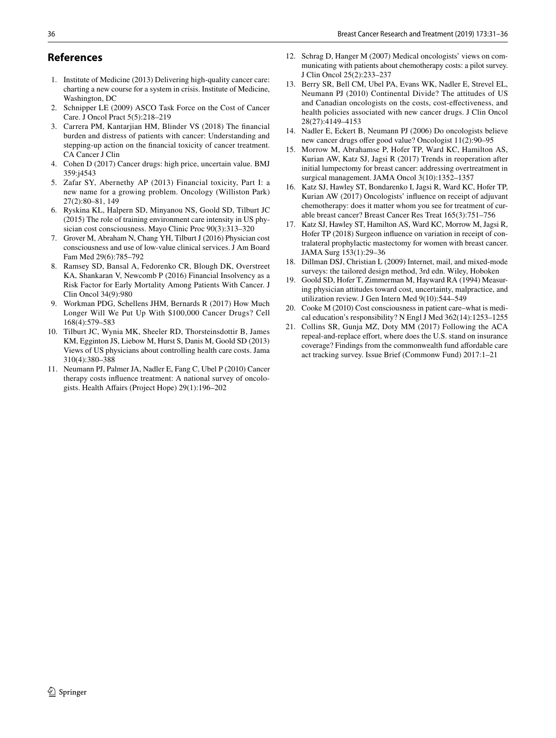## References

1. Institute of Medicine (2013) Delivering high-quality cancer care: charting a new course for a system in crisis. Institute of Medicine, Washington, DC
2. Schnipper LE (2009) ASCO Task Force on the Cost of Cancer Care. J Oncol Pract 5(5):218–219
3. Carrera PM, Kantarjian HM, Blinder VS (2018) The financial burden and distress of patients with cancer: Understanding and stepping-up action on the financial toxicity of cancer treatment. CA Cancer J Clin
4. Cohen D (2017) Cancer drugs: high price, uncertain value. BMJ 359:j4543
5. Zafar SY, Abernethy AP (2013) Financial toxicity, Part I: a new name for a growing problem. Oncology (Williston Park) 27(2):80–81, 149
6. Ryskina KL, Halpern SD, Minyanou NS, Goold SD, Tilburt JC (2015) The role of training environment care intensity in US physician cost consciousness. Mayo Clinic Proc 90(3):313–320
7. Grover M, Abraham N, Chang YH, Tilburt J (2016) Physician cost consciousness and use of low-value clinical services. J Am Board Fam Med 29(6):785–792
8. Ramsey SD, Bansal A, Fedorenko CR, Blough DK, Overstreet KA, Shankaran V, Newcomb P (2016) Financial Insolvency as a Risk Factor for Early Mortality Among Patients With Cancer. J Clin Oncol 34(9):980
9. Workman PDG, Schellens JHM, Bernards R (2017) How Much Longer Will We Put Up With $100,000 Cancer Drugs? Cell 168(4):579–583
10. Tilburt JC, Wynia MK, Sheeler RD, Thorsteinsdottir B, James KM, Egginton JS, Liebow M, Hurst S, Danis M, Goold SD (2013) Views of US physicians about controlling health care costs. Jama 310(4):380–388
11. Neumann PJ, Palmer JA, Nadler E, Fang C, Ubel P (2010) Cancer therapy costs influence treatment: A national survey of oncologists. Health Affairs (Project Hope) 29(1):196–202
12. Schrag D, Hanger M (2007) Medical oncologists' views on communicating with patients about chemotherapy costs: a pilot survey. J Clin Oncol 25(2):233–237
13. Berry SR, Bell CM, Ubel PA, Evans WK, Nadler E, Strevel EL, Neumann PJ (2010) Continental Divide? The attitudes of US and Canadian oncologists on the costs, cost-effectiveness, and health policies associated with new cancer drugs. J Clin Oncol 28(27):4149–4153
14. Nadler E, Eckert B, Neumann PJ (2006) Do oncologists believe new cancer drugs offer good value? Oncologist 11(2):90–95
15. Morrow M, Abrahamse P, Hofer TP, Ward KC, Hamilton AS, Kurian AW, Katz SJ, Jagsi R (2017) Trends in reoperation after initial lumpectomy for breast cancer: addressing overtreatment in surgical management. JAMA Oncol 3(10):1352–1357
16. Katz SJ, Hawley ST, Bondarenko I, Jagsi R, Ward KC, Hofer TP, Kurian AW (2017) Oncologists' influence on receipt of adjuvant chemotherapy: does it matter whom you see for treatment of curable breast cancer? Breast Cancer Res Treat 165(3):751–756
17. Katz SJ, Hawley ST, Hamilton AS, Ward KC, Morrow M, Jagsi R, Hofer TP (2018) Surgeon influence on variation in receipt of contralateral prophylactic mastectomy for women with breast cancer. JAMA Surg 153(1):29–36
18. Dillman DSJ, Christian L (2009) Internet, mail, and mixed-mode surveys: the tailored design method, 3rd edn. Wiley, Hoboken
19. Goold SD, Hofer T, Zimmerman M, Hayward RA (1994) Measuring physician attitudes toward cost, uncertainty, malpractice, and utilization review. J Gen Intern Med 9(10):544–549
20. Cooke M (2010) Cost consciousness in patient care–what is medical education's responsibility? N Engl J Med 362(14):1253–1255
21. Collins SR, Gunja MZ, Doty MM (2017) Following the ACA repeal-and-replace effort, where does the U.S. stand on insurance coverage? Findings from the commonwealth fund affordable care act tracking survey. Issue Brief (Commonw Fund) 2017:1–21